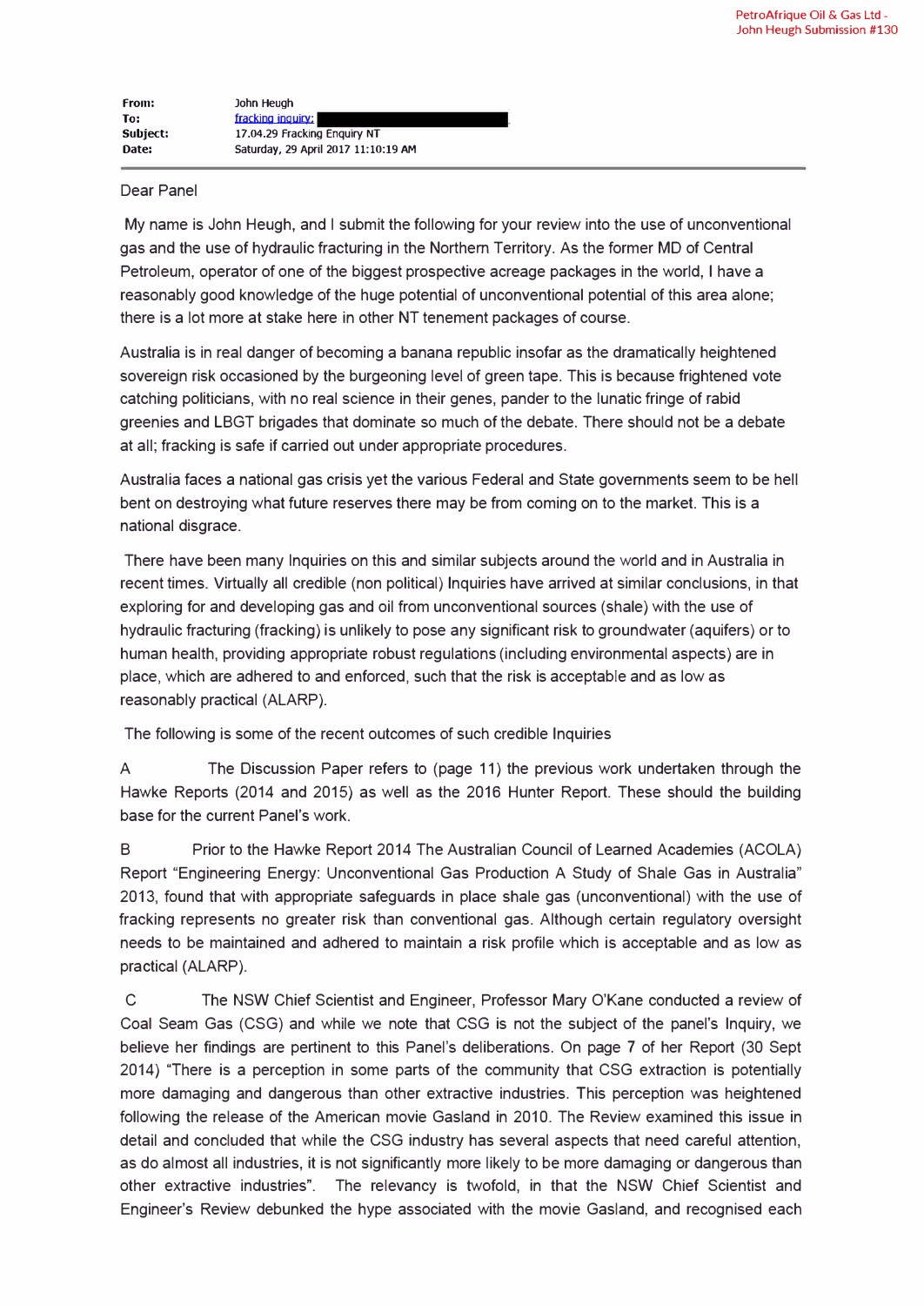PetroAfrique Oil & Gas Ltd - John Heugh Submission #130

| | |
|---|---|
| **From:** | John Heugh |
| **To:** | fracking inquiry; |
| **Subject:** | 17.04.29 Fracking Enquiry NT |
| **Date:** | Saturday, 29 April 2017 11:10:19 AM |

Dear Panel

My name is John Heugh, and I submit the following for your review into the use of unconventional gas and the use of hydraulic fracturing in the Northern Territory. As the former MD of Central Petroleum, operator of one of the biggest prospective acreage packages in the world, I have a reasonably good knowledge of the huge potential of unconventional potential of this area alone; there is a lot more at stake here in other NT tenement packages of course.

Australia is in real danger of becoming a banana republic insofar as the dramatically heightened sovereign risk occasioned by the burgeoning level of green tape. This is because frightened vote catching politicians, with no real science in their genes, pander to the lunatic fringe of rabid greenies and LBGT brigades that dominate so much of the debate. There should not be a debate at all; fracking is safe if carried out under appropriate procedures.

Australia faces a national gas crisis yet the various Federal and State governments seem to be hell bent on destroying what future reserves there may be from coming on to the market. This is a national disgrace.

There have been many Inquiries on this and similar subjects around the world and in Australia in recent times. Virtually all credible (non political) Inquiries have arrived at similar conclusions, in that exploring for and developing gas and oil from unconventional sources (shale) with the use of hydraulic fracturing (fracking) is unlikely to pose any significant risk to groundwater (aquifers) or to human health, providing appropriate robust regulations (including environmental aspects) are in place, which are adhered to and enforced, such that the risk is acceptable and as low as reasonably practical (ALARP).

The following is some of the recent outcomes of such credible Inquiries

A The Discussion Paper refers to (page 11) the previous work undertaken through the Hawke Reports (2014 and 2015) as well as the 2016 Hunter Report. These should the building base for the current Panel's work.

B Prior to the Hawke Report 2014 The Australian Council of Learned Academies (ACOLA) Report "Engineering Energy: Unconventional Gas Production A Study of Shale Gas in Australia" 2013, found that with appropriate safeguards in place shale gas (unconventional) with the use of fracking represents no greater risk than conventional gas. Although certain regulatory oversight needs to be maintained and adhered to maintain a risk profile which is acceptable and as low as practical (ALARP).

C The NSW Chief Scientist and Engineer, Professor Mary O'Kane conducted a review of Coal Seam Gas (CSG) and while we note that CSG is not the subject of the panel's Inquiry, we believe her findings are pertinent to this Panel's deliberations. On page 7 of her Report (30 Sept 2014) "There is a perception in some parts of the community that CSG extraction is potentially more damaging and dangerous than other extractive industries. This perception was heightened following the release of the American movie Gasland in 2010. The Review examined this issue in detail and concluded that while the CSG industry has several aspects that need careful attention, as do almost all industries, it is not significantly more likely to be more damaging or dangerous than other extractive industries". The relevancy is twofold, in that the NSW Chief Scientist and Engineer's Review debunked the hype associated with the movie Gasland, and recognised each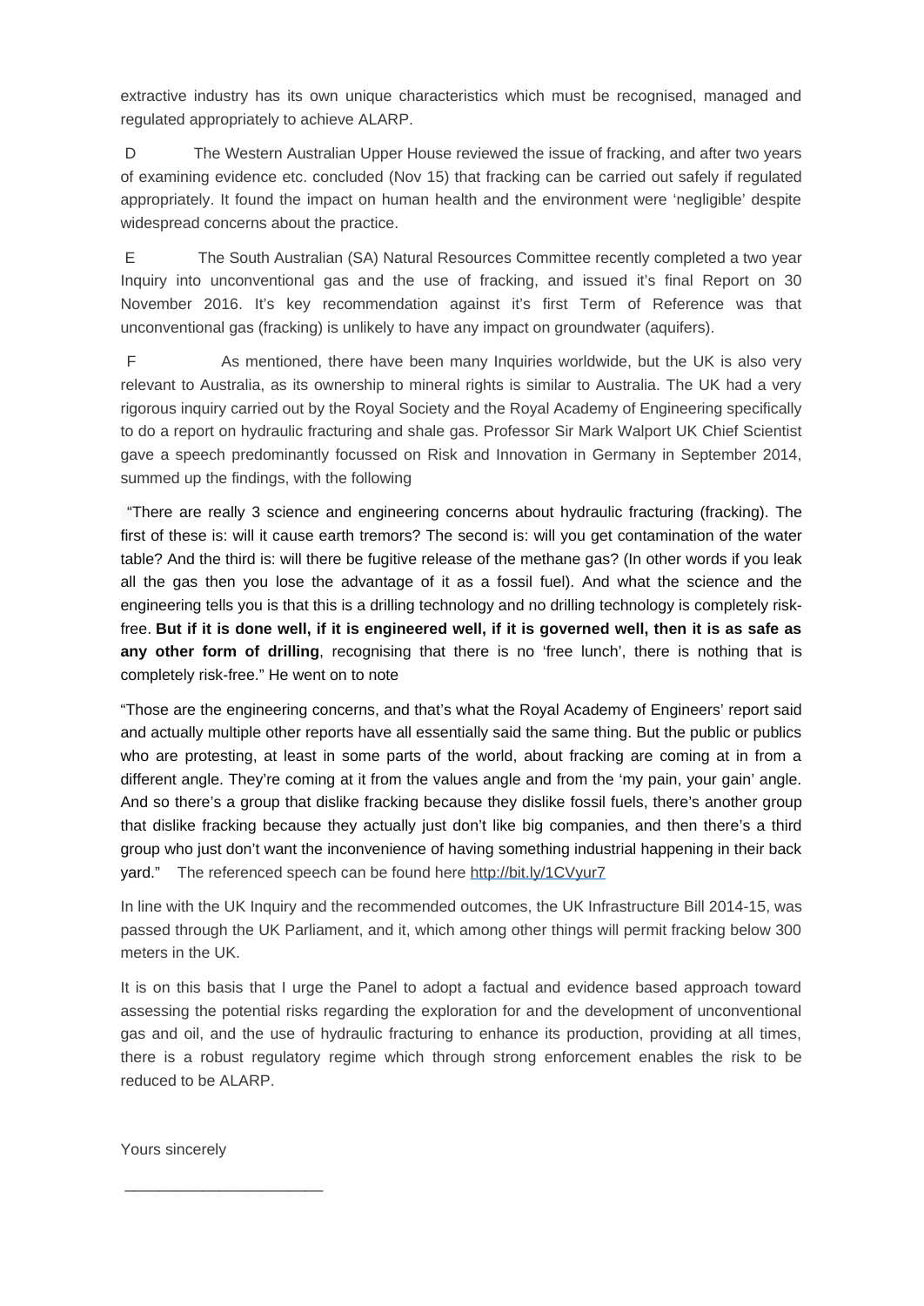extractive industry has its own unique characteristics which must be recognised, managed and regulated appropriately to achieve ALARP.

D The Western Australian Upper House reviewed the issue of fracking, and after two years of examining evidence etc. concluded (Nov 15) that fracking can be carried out safely if regulated appropriately. It found the impact on human health and the environment were 'negligible' despite widespread concerns about the practice.

E The South Australian (SA) Natural Resources Committee recently completed a two year Inquiry into unconventional gas and the use of fracking, and issued it's final Report on 30 November 2016. It's key recommendation against it's first Term of Reference was that unconventional gas (fracking) is unlikely to have any impact on groundwater (aquifers).

F As mentioned, there have been many Inquiries worldwide, but the UK is also very relevant to Australia, as its ownership to mineral rights is similar to Australia. The UK had a very rigorous inquiry carried out by the Royal Society and the Royal Academy of Engineering specifically to do a report on hydraulic fracturing and shale gas. Professor Sir Mark Walport UK Chief Scientist gave a speech predominantly focussed on Risk and Innovation in Germany in September 2014, summed up the findings, with the following

"There are really 3 science and engineering concerns about hydraulic fracturing (fracking). The first of these is: will it cause earth tremors? The second is: will you get contamination of the water table? And the third is: will there be fugitive release of the methane gas? (In other words if you leak all the gas then you lose the advantage of it as a fossil fuel). And what the science and the engineering tells you is that this is a drilling technology and no drilling technology is completely risk-free. **But if it is done well, if it is engineered well, if it is governed well, then it is as safe as any other form of drilling**, recognising that there is no 'free lunch', there is nothing that is completely risk-free." He went on to note

"Those are the engineering concerns, and that's what the Royal Academy of Engineers' report said and actually multiple other reports have all essentially said the same thing. But the public or publics who are protesting, at least in some parts of the world, about fracking are coming at in from a different angle. They're coming at it from the values angle and from the 'my pain, your gain' angle. And so there's a group that dislike fracking because they dislike fossil fuels, there's another group that dislike fracking because they actually just don't like big companies, and then there's a third group who just don't want the inconvenience of having something industrial happening in their back yard." The referenced speech can be found here http://bit.ly/1CVyur7

In line with the UK Inquiry and the recommended outcomes, the UK Infrastructure Bill 2014-15, was passed through the UK Parliament, and it, which among other things will permit fracking below 300 meters in the UK.

It is on this basis that I urge the Panel to adopt a factual and evidence based approach toward assessing the potential risks regarding the exploration for and the development of unconventional gas and oil, and the use of hydraulic fracturing to enhance its production, providing at all times, there is a robust regulatory regime which through strong enforcement enables the risk to be reduced to be ALARP.

Yours sincerely

\_\_\_\_\_\_\_\_\_\_\_\_\_\_\_\_\_\_\_\_\_\_\_\_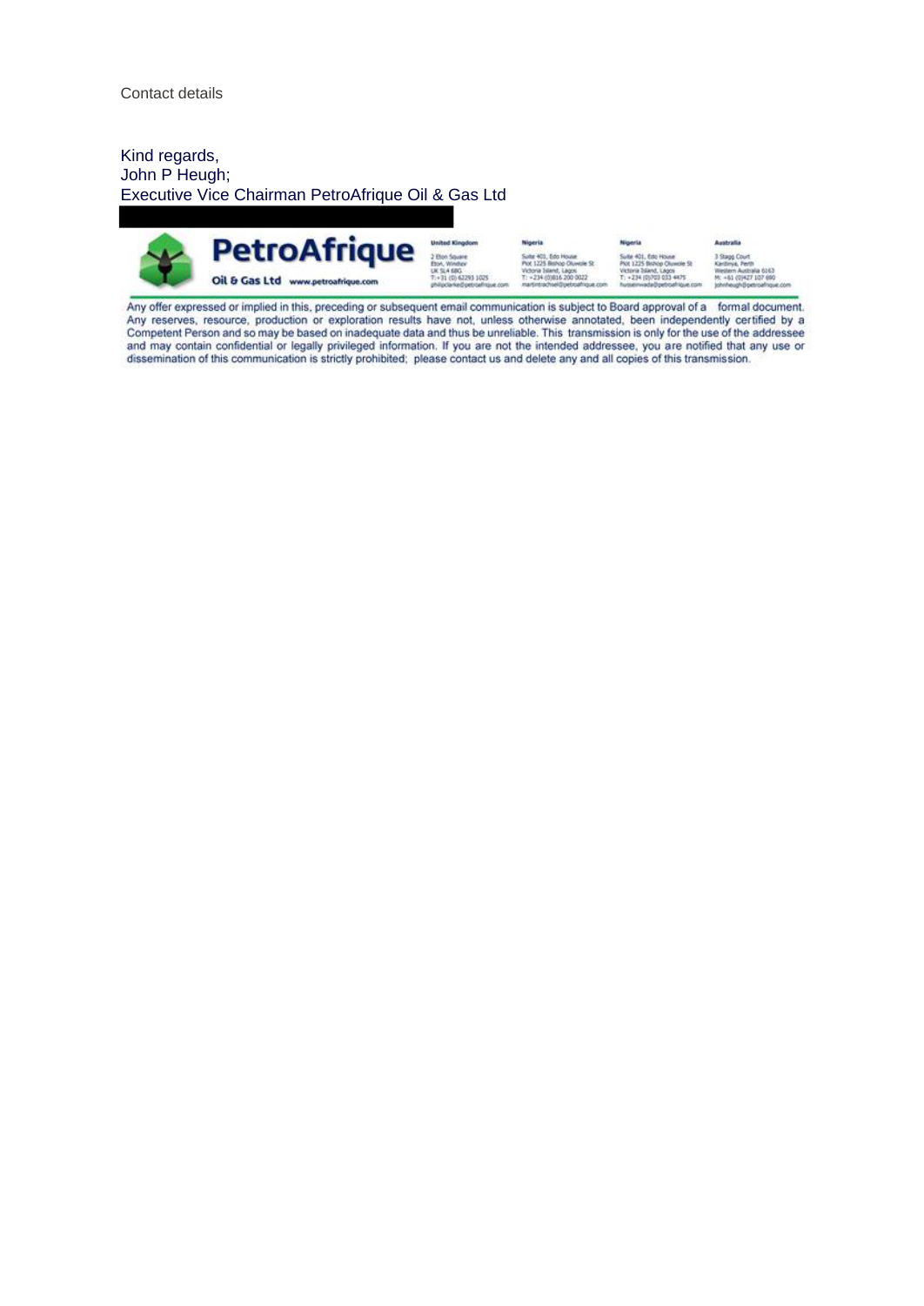Contact details

Kind regards,
John P Heugh;
Executive Vice Chairman PetroAfrique Oil & Gas Ltd

PetroAfrique
Oil & Gas Ltd www.petroafrique.com

| United Kingdom | Nigeria | Nigeria | Australia |
| --- | --- | --- | --- |
| 2 Eton Square<br>Eton, Windsor<br>UK SL4 6BG<br>T: +31 (0) 62293 1025<br>philipclarke@petroafrique.com | Suite 401, Edo House<br>Plot 1225 Bishop Oluwole St<br>Victoria Island, Lagos<br>T: +234 (0)816 200 0022<br>martintrachsel@petroafrique.com | Suite 401, Edo House<br>Plot 1225 Bishop Oluwole St<br>Victoria Island, Lagos<br>T: +234 (0)703 033 4475<br>hussenwade@petroafrique.com | 3 Stagg Court<br>Kardinya, Perth<br>Western Australia 6163<br>M: +61 (0)427 107 690<br>johnheugh@petroafrique.com |

Any offer expressed or implied in this, preceding or subsequent email communication is subject to Board approval of a formal document. Any reserves, resource, production or exploration results have not, unless otherwise annotated, been independently certified by a Competent Person and so may be based on inadequate data and thus be unreliable. This transmission is only for the use of the addressee and may contain confidential or legally privileged information. If you are not the intended addressee, you are notified that any use or dissemination of this communication is strictly prohibited; please contact us and delete any and all copies of this transmission.